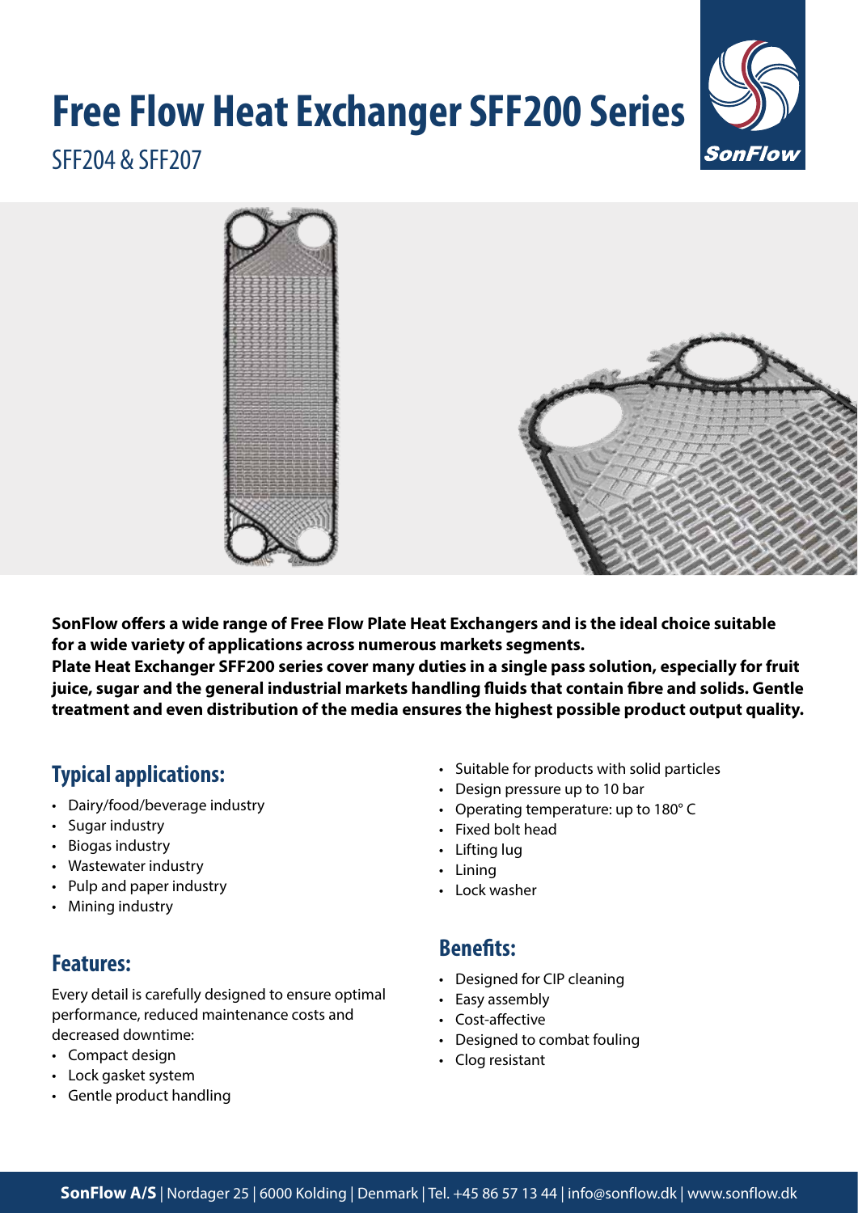# Free Flow Heat Exchanger SFF200 Series

SFF204 & SFF207

**SonFlow offers a wide range of Free Flow Plate Heat Exchangers and is the ideal choice suitable for a wide variety of applications across numerous markets segments.**
**Plate Heat Exchanger SFF200 series cover many duties in a single pass solution, especially for fruit juice, sugar and the general industrial markets handling fluids that contain fibre and solids. Gentle treatment and even distribution of the media ensures the highest possible product output quality.**

## Typical applications:

- Dairy/food/beverage industry
- Sugar industry
- Biogas industry
- Wastewater industry
- Pulp and paper industry
- Mining industry

## Features:

Every detail is carefully designed to ensure optimal performance, reduced maintenance costs and decreased downtime:

- Compact design
- Lock gasket system
- Gentle product handling
- Suitable for products with solid particles
- Design pressure up to 10 bar
- Operating temperature: up to 180° C
- Fixed bolt head
- Lifting lug
- Lining
- Lock washer

## Benefits:

- Designed for CIP cleaning
- Easy assembly
- Cost-affective
- Designed to combat fouling
- Clog resistant

**SonFlow A/S** | Nordager 25 | 6000 Kolding | Denmark | Tel. +45 86 57 13 44 | info@sonflow.dk | www.sonflow.dk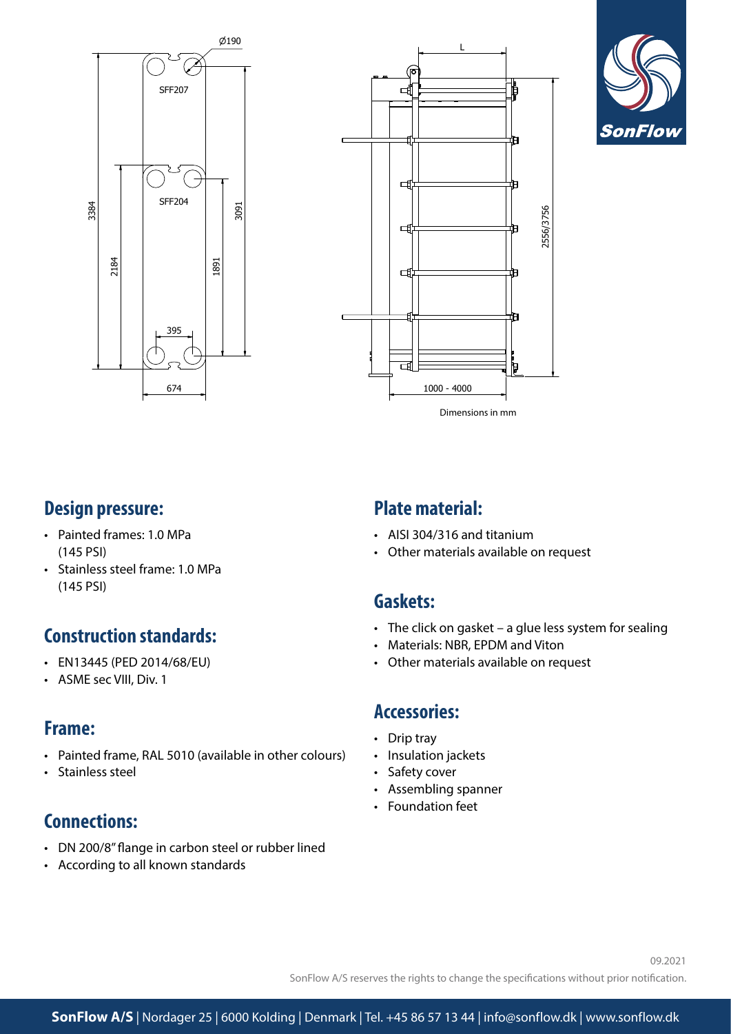Ø190

SFF207

SFF204

3384

2184

1891

3091

395

674

L

2556/3756

1000 - 4000

Dimensions in mm

SonFlow

## Design pressure:

- Painted frames: 1.0 MPa (145 PSI)
- Stainless steel frame: 1.0 MPa (145 PSI)

## Construction standards:

- EN13445 (PED 2014/68/EU)
- ASME sec VIII, Div. 1

## Frame:

- Painted frame, RAL 5010 (available in other colours)
- Stainless steel

## Connections:

- DN 200/8" flange in carbon steel or rubber lined
- According to all known standards

## Plate material:

- AISI 304/316 and titanium
- Other materials available on request

## Gaskets:

- The click on gasket – a glue less system for sealing
- Materials: NBR, EPDM and Viton
- Other materials available on request

## Accessories:

- Drip tray
- Insulation jackets
- Safety cover
- Assembling spanner
- Foundation feet

09.2021

SonFlow A/S reserves the rights to change the specifications without prior notification.

**SonFlow A/S** | Nordager 25 | 6000 Kolding | Denmark | Tel. +45 86 57 13 44 | info@sonflow.dk | www.sonflow.dk